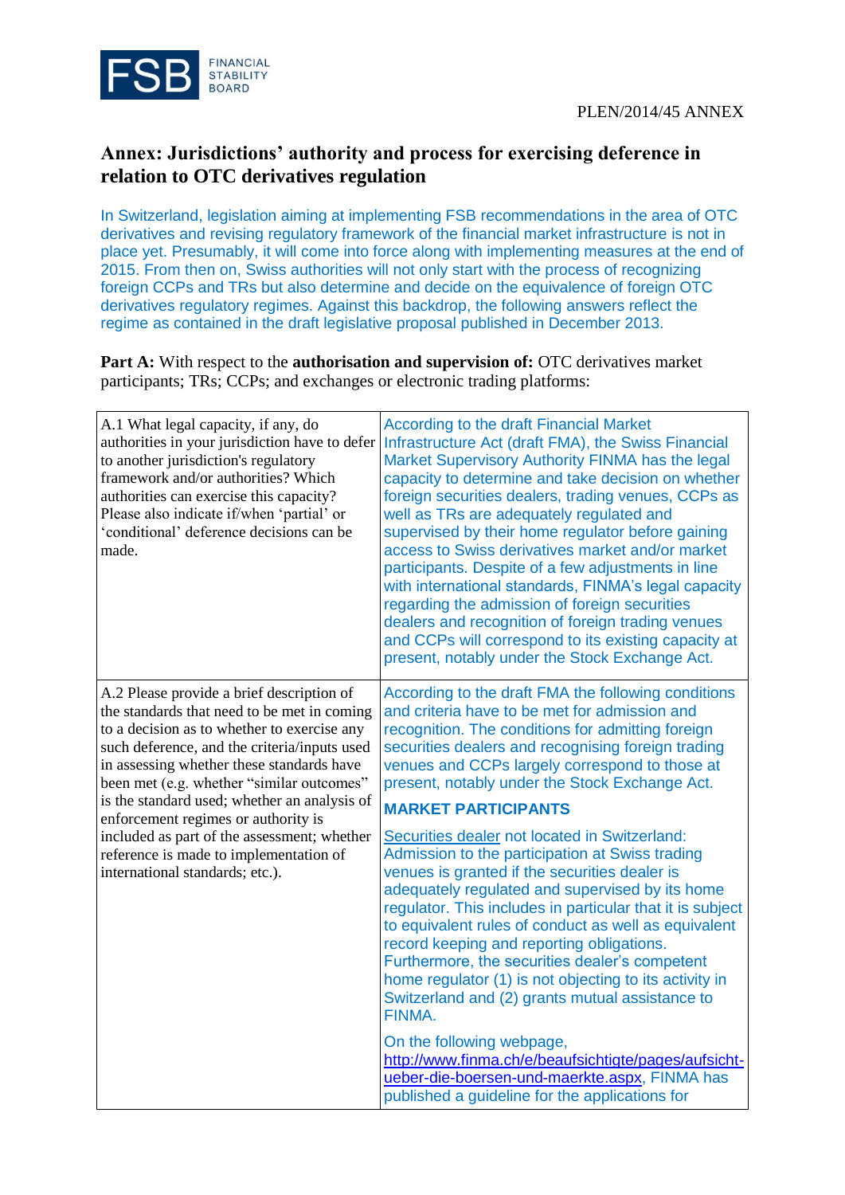PLEN/2014/45 ANNEX

# Annex: Jurisdictions' authority and process for exercising deference in relation to OTC derivatives regulation

In Switzerland, legislation aiming at implementing FSB recommendations in the area of OTC derivatives and revising regulatory framework of the financial market infrastructure is not in place yet. Presumably, it will come into force along with implementing measures at the end of 2015. From then on, Swiss authorities will not only start with the process of recognizing foreign CCPs and TRs but also determine and decide on the equivalence of foreign OTC derivatives regulatory regimes. Against this backdrop, the following answers reflect the regime as contained in the draft legislative proposal published in December 2013.

**Part A:** With respect to the **authorisation and supervision of:** OTC derivatives market participants; TRs; CCPs; and exchanges or electronic trading platforms:

| | |
|---|---|
| A.1 What legal capacity, if any, do authorities in your jurisdiction have to defer to another jurisdiction's regulatory framework and/or authorities? Which authorities can exercise this capacity? Please also indicate if/when 'partial' or 'conditional' deference decisions can be made. | According to the draft Financial Market Infrastructure Act (draft FMA), the Swiss Financial Market Supervisory Authority FINMA has the legal capacity to determine and take decision on whether foreign securities dealers, trading venues, CCPs as well as TRs are adequately regulated and supervised by their home regulator before gaining access to Swiss derivatives market and/or market participants. Despite of a few adjustments in line with international standards, FINMA's legal capacity regarding the admission of foreign securities dealers and recognition of foreign trading venues and CCPs will correspond to its existing capacity at present, notably under the Stock Exchange Act. |
| A.2 Please provide a brief description of the standards that need to be met in coming to a decision as to whether to exercise any such deference, and the criteria/inputs used in assessing whether these standards have been met (e.g. whether "similar outcomes" is the standard used; whether an analysis of enforcement regimes or authority is included as part of the assessment; whether reference is made to implementation of international standards; etc.). | According to the draft FMA the following conditions and criteria have to be met for admission and recognition. The conditions for admitting foreign securities dealers and recognising foreign trading venues and CCPs largely correspond to those at present, notably under the Stock Exchange Act.<br><br>**MARKET PARTICIPANTS**<br><br>Securities dealer not located in Switzerland: Admission to the participation at Swiss trading venues is granted if the securities dealer is adequately regulated and supervised by its home regulator. This includes in particular that it is subject to equivalent rules of conduct as well as equivalent record keeping and reporting obligations. Furthermore, the securities dealer's competent home regulator (1) is not objecting to its activity in Switzerland and (2) grants mutual assistance to FINMA.<br><br>On the following webpage, http://www.finma.ch/e/beaufsichtigte/pages/aufsicht-ueber-die-boersen-und-maerkte.aspx, FINMA has published a guideline for the applications for |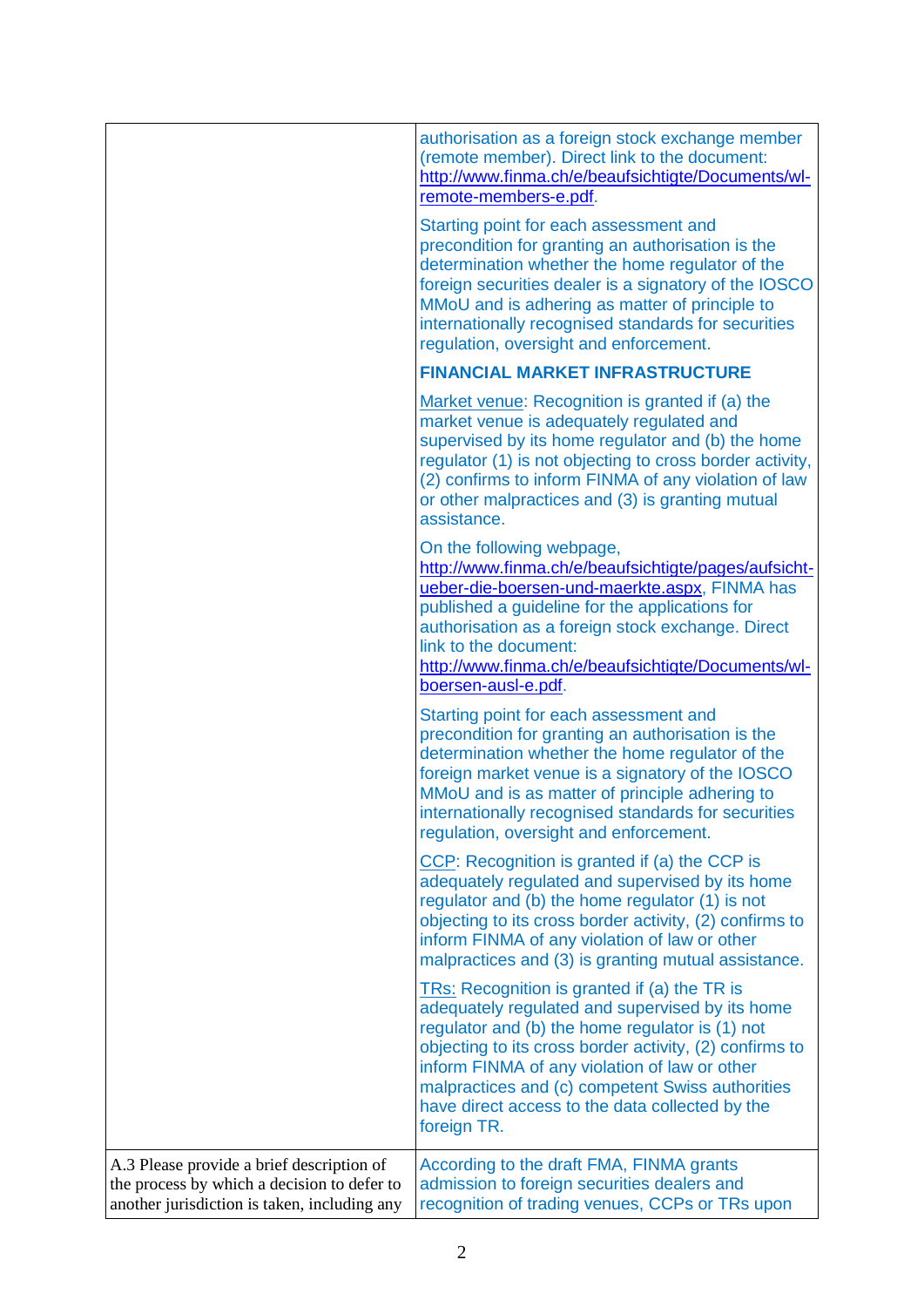| | |
|---|---|
| | authorisation as a foreign stock exchange member (remote member). Direct link to the document: http://www.finma.ch/e/beaufsichtigte/Documents/wl-remote-members-e.pdf.<br><br>Starting point for each assessment and precondition for granting an authorisation is the determination whether the home regulator of the foreign securities dealer is a signatory of the IOSCO MMoU and is adhering as matter of principle to internationally recognised standards for securities regulation, oversight and enforcement.<br><br>**FINANCIAL MARKET INFRASTRUCTURE**<br><br>Market venue: Recognition is granted if (a) the market venue is adequately regulated and supervised by its home regulator and (b) the home regulator (1) is not objecting to cross border activity, (2) confirms to inform FINMA of any violation of law or other malpractices and (3) is granting mutual assistance.<br><br>On the following webpage, http://www.finma.ch/e/beaufsichtigte/pages/aufsicht-ueber-die-boersen-und-maerkte.aspx, FINMA has published a guideline for the applications for authorisation as a foreign stock exchange. Direct link to the document: http://www.finma.ch/e/beaufsichtigte/Documents/wl-boersen-ausl-e.pdf.<br><br>Starting point for each assessment and precondition for granting an authorisation is the determination whether the home regulator of the foreign market venue is a signatory of the IOSCO MMoU and is as matter of principle adhering to internationally recognised standards for securities regulation, oversight and enforcement.<br><br>CCP: Recognition is granted if (a) the CCP is adequately regulated and supervised by its home regulator and (b) the home regulator (1) is not objecting to its cross border activity, (2) confirms to inform FINMA of any violation of law or other malpractices and (3) is granting mutual assistance.<br><br>TRs: Recognition is granted if (a) the TR is adequately regulated and supervised by its home regulator and (b) the home regulator is (1) not objecting to its cross border activity, (2) confirms to inform FINMA of any violation of law or other malpractices and (c) competent Swiss authorities have direct access to the data collected by the foreign TR. |
| A.3 Please provide a brief description of the process by which a decision to defer to another jurisdiction is taken, including any | According to the draft FMA, FINMA grants admission to foreign securities dealers and recognition of trading venues, CCPs or TRs upon |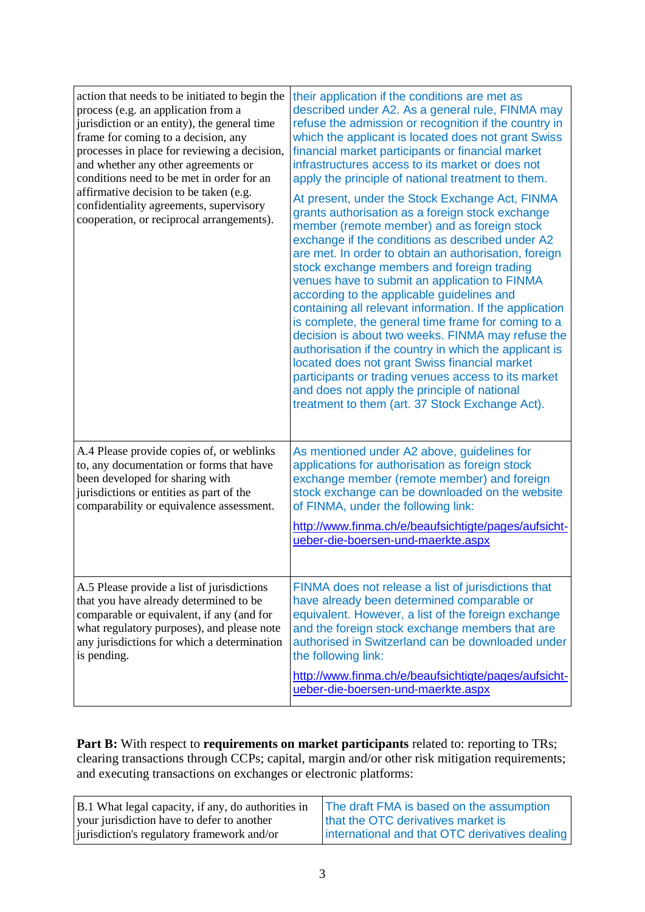| | |
|---|---|
| action that needs to be initiated to begin the process (e.g. an application from a jurisdiction or an entity), the general time frame for coming to a decision, any processes in place for reviewing a decision, and whether any other agreements or conditions need to be met in order for an affirmative decision to be taken (e.g. confidentiality agreements, supervisory cooperation, or reciprocal arrangements). | their application if the conditions are met as described under A2. As a general rule, FINMA may refuse the admission or recognition if the country in which the applicant is located does not grant Swiss financial market participants or financial market infrastructures access to its market or does not apply the principle of national treatment to them.<br><br>At present, under the Stock Exchange Act, FINMA grants authorisation as a foreign stock exchange member (remote member) and as foreign stock exchange if the conditions as described under A2 are met. In order to obtain an authorisation, foreign stock exchange members and foreign trading venues have to submit an application to FINMA according to the applicable guidelines and containing all relevant information. If the application is complete, the general time frame for coming to a decision is about two weeks. FINMA may refuse the authorisation if the country in which the applicant is located does not grant Swiss financial market participants or trading venues access to its market and does not apply the principle of national treatment to them (art. 37 Stock Exchange Act). |
| A.4 Please provide copies of, or weblinks to, any documentation or forms that have been developed for sharing with jurisdictions or entities as part of the comparability or equivalence assessment. | As mentioned under A2 above, guidelines for applications for authorisation as foreign stock exchange member (remote member) and foreign stock exchange can be downloaded on the website of FINMA, under the following link:<br><br>http://www.finma.ch/e/beaufsichtigte/pages/aufsicht-ueber-die-boersen-und-maerkte.aspx |
| A.5 Please provide a list of jurisdictions that you have already determined to be comparable or equivalent, if any (and for what regulatory purposes), and please note any jurisdictions for which a determination is pending. | FINMA does not release a list of jurisdictions that have already been determined comparable or equivalent. However, a list of the foreign exchange and the foreign stock exchange members that are authorised in Switzerland can be downloaded under the following link:<br><br>http://www.finma.ch/e/beaufsichtigte/pages/aufsicht-ueber-die-boersen-und-maerkte.aspx |

**Part B:** With respect to **requirements on market participants** related to: reporting to TRs; clearing transactions through CCPs; capital, margin and/or other risk mitigation requirements; and executing transactions on exchanges or electronic platforms:

| | |
|---|---|
| B.1 What legal capacity, if any, do authorities in your jurisdiction have to defer to another jurisdiction's regulatory framework and/or | The draft FMA is based on the assumption that the OTC derivatives market is international and that OTC derivatives dealing |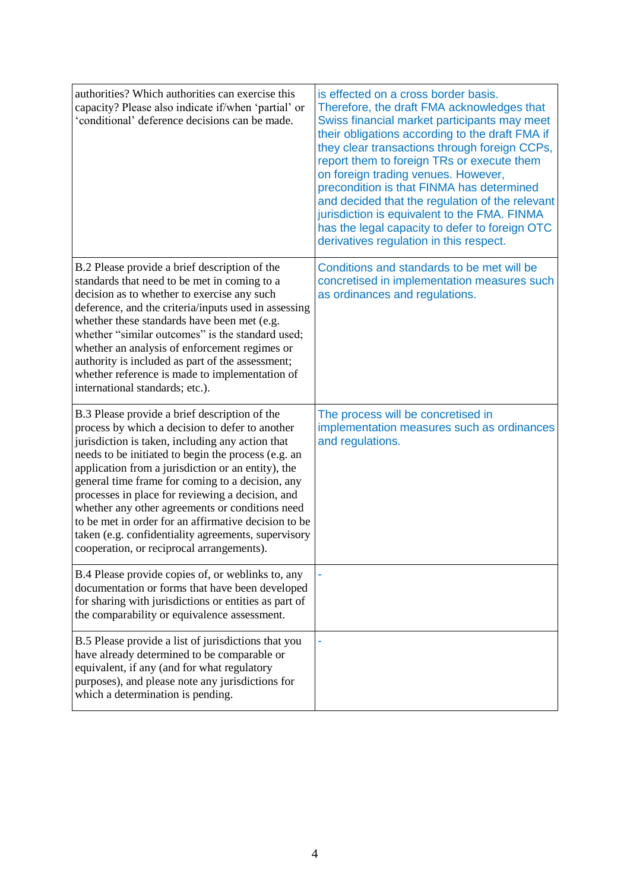| | |
|---|---|
| authorities? Which authorities can exercise this capacity? Please also indicate if/when 'partial' or 'conditional' deference decisions can be made. | is effected on a cross border basis. Therefore, the draft FMA acknowledges that Swiss financial market participants may meet their obligations according to the draft FMA if they clear transactions through foreign CCPs, report them to foreign TRs or execute them on foreign trading venues. However, precondition is that FINMA has determined and decided that the regulation of the relevant jurisdiction is equivalent to the FMA. FINMA has the legal capacity to defer to foreign OTC derivatives regulation in this respect. |
| B.2 Please provide a brief description of the standards that need to be met in coming to a decision as to whether to exercise any such deference, and the criteria/inputs used in assessing whether these standards have been met (e.g. whether "similar outcomes" is the standard used; whether an analysis of enforcement regimes or authority is included as part of the assessment; whether reference is made to implementation of international standards; etc.). | Conditions and standards to be met will be concretised in implementation measures such as ordinances and regulations. |
| B.3 Please provide a brief description of the process by which a decision to defer to another jurisdiction is taken, including any action that needs to be initiated to begin the process (e.g. an application from a jurisdiction or an entity), the general time frame for coming to a decision, any processes in place for reviewing a decision, and whether any other agreements or conditions need to be met in order for an affirmative decision to be taken (e.g. confidentiality agreements, supervisory cooperation, or reciprocal arrangements). | The process will be concretised in implementation measures such as ordinances and regulations. |
| B.4 Please provide copies of, or weblinks to, any documentation or forms that have been developed for sharing with jurisdictions or entities as part of the comparability or equivalence assessment. | - |
| B.5 Please provide a list of jurisdictions that you have already determined to be comparable or equivalent, if any (and for what regulatory purposes), and please note any jurisdictions for which a determination is pending. | - |